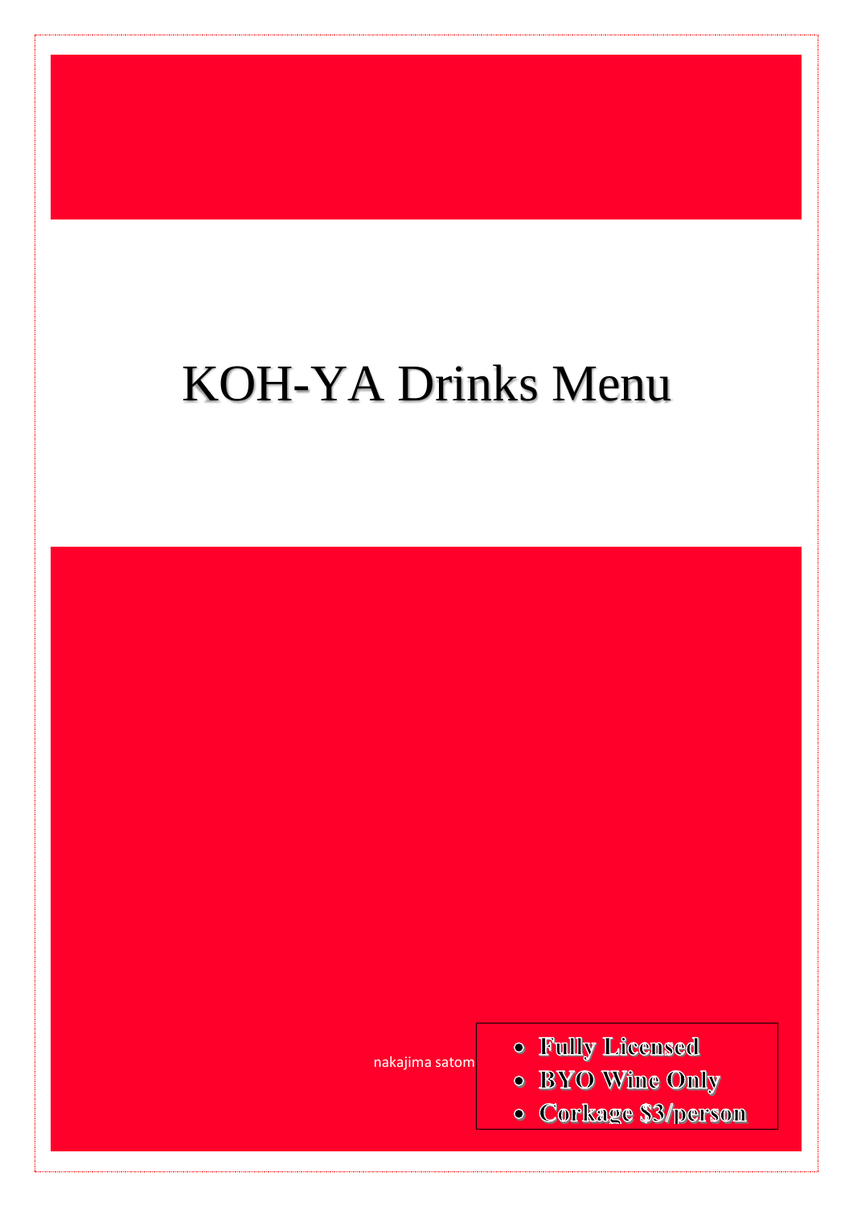# KOH-YA Drinks Menu

nakajima satom

- **Fully Licensed**
- **BYO Wine Only**
- **Corkage $3/person**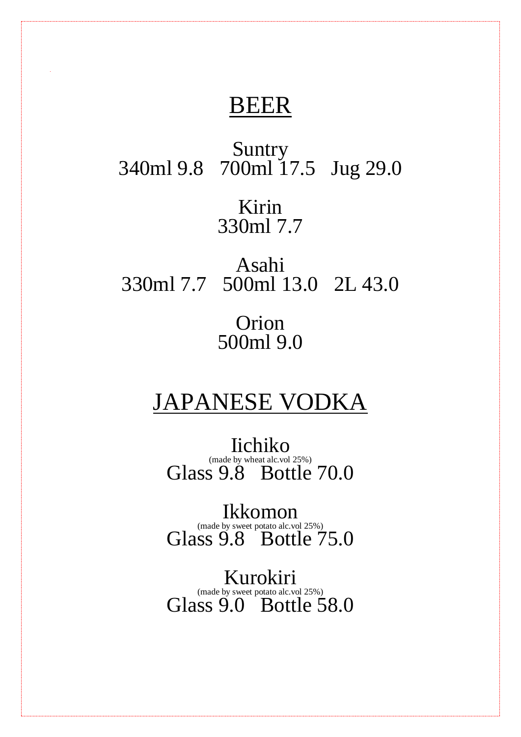# BEER

Suntry
340ml 9.8   700ml 17.5   Jug 29.0

Kirin
330ml 7.7

Asahi
330ml 7.7   500ml 13.0   2L 43.0

Orion
500ml 9.0

# JAPANESE VODKA

Iichiko
(made by wheat alc.vol 25%)
Glass 9.8   Bottle 70.0

Ikkomon
(made by sweet potato alc.vol 25%)
Glass 9.8   Bottle 75.0

Kurokiri
(made by sweet potato alc.vol 25%)
Glass 9.0   Bottle 58.0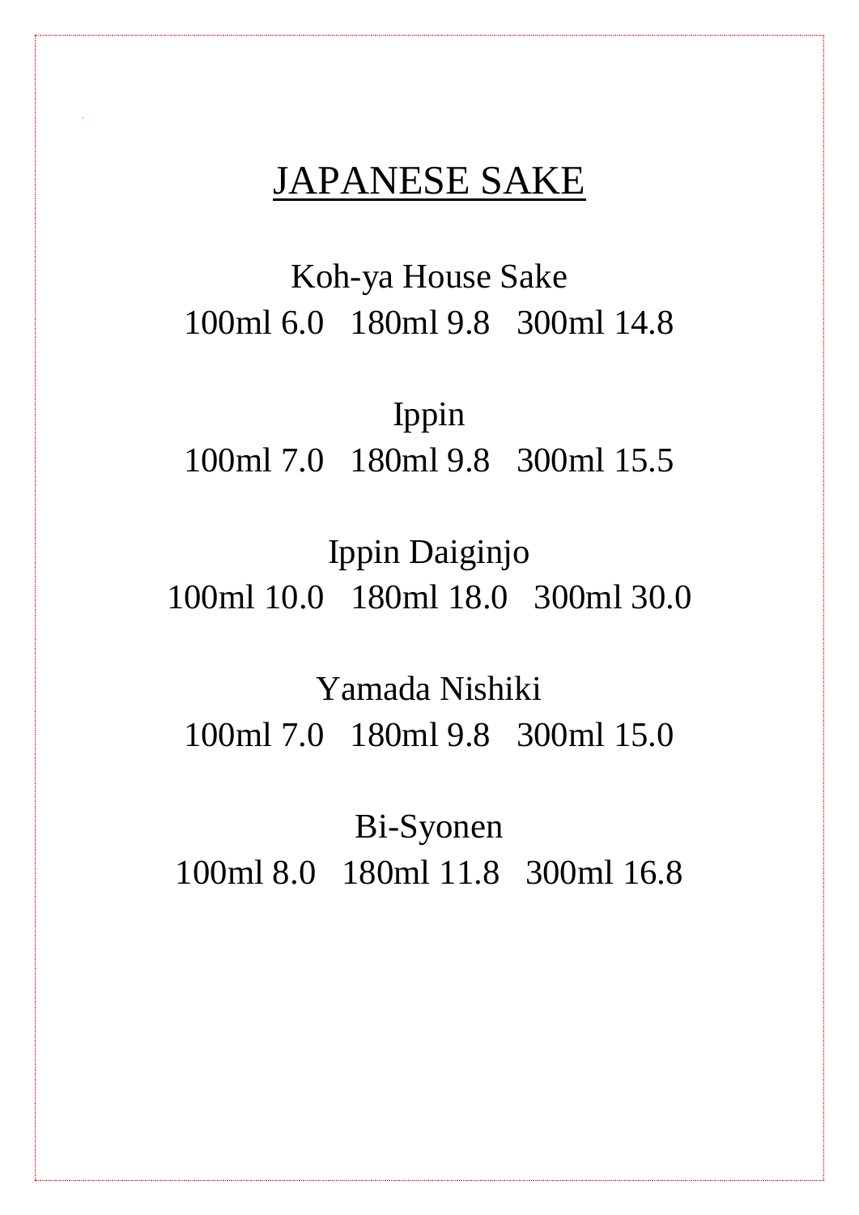# JAPANESE SAKE

Koh-ya House Sake
100ml 6.0   180ml 9.8   300ml 14.8

Ippin
100ml 7.0   180ml 9.8   300ml 15.5

Ippin Daiginjo
100ml 10.0   180ml 18.0   300ml 30.0

Yamada Nishiki
100ml 7.0   180ml 9.8   300ml 15.0

Bi-Syonen
100ml 8.0   180ml 11.8   300ml 16.8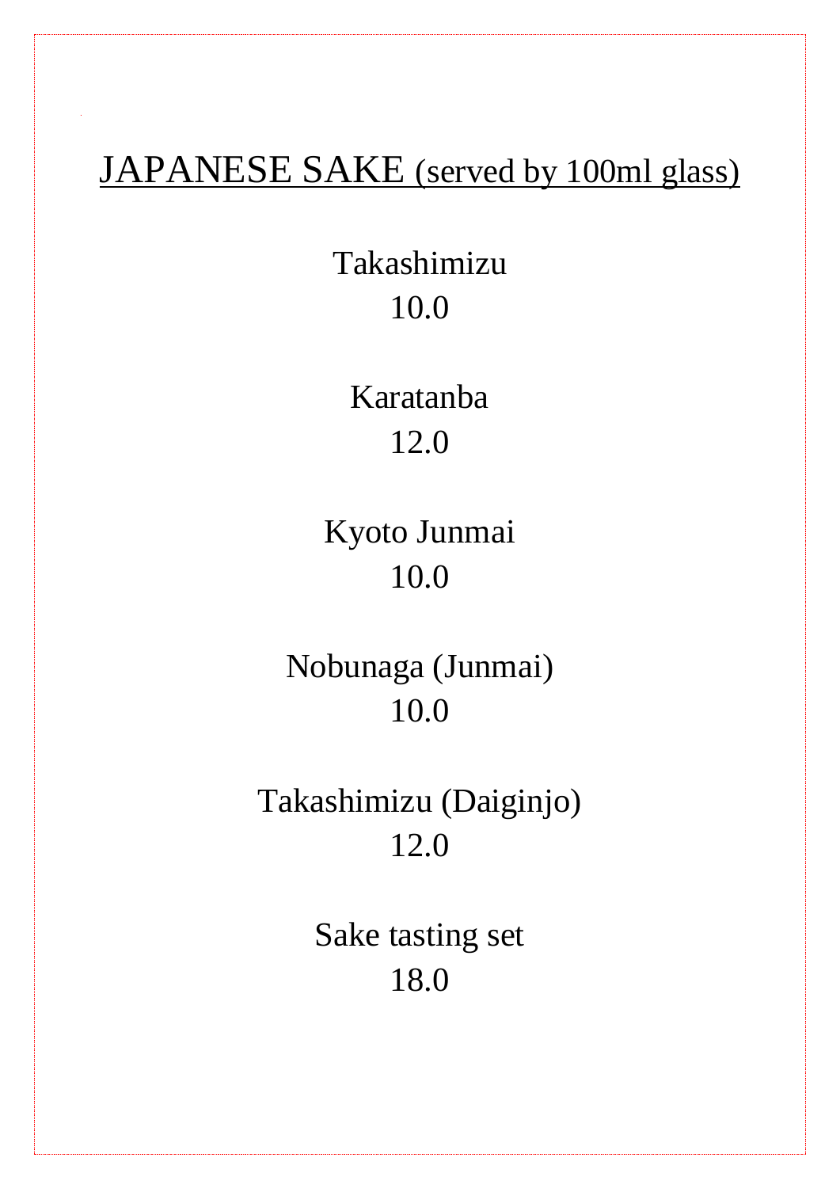# JAPANESE SAKE (served by 100ml glass)

Takashimizu
10.0

Karatanba
12.0

Kyoto Junmai
10.0

Nobunaga (Junmai)
10.0

Takashimizu (Daiginjo)
12.0

Sake tasting set
18.0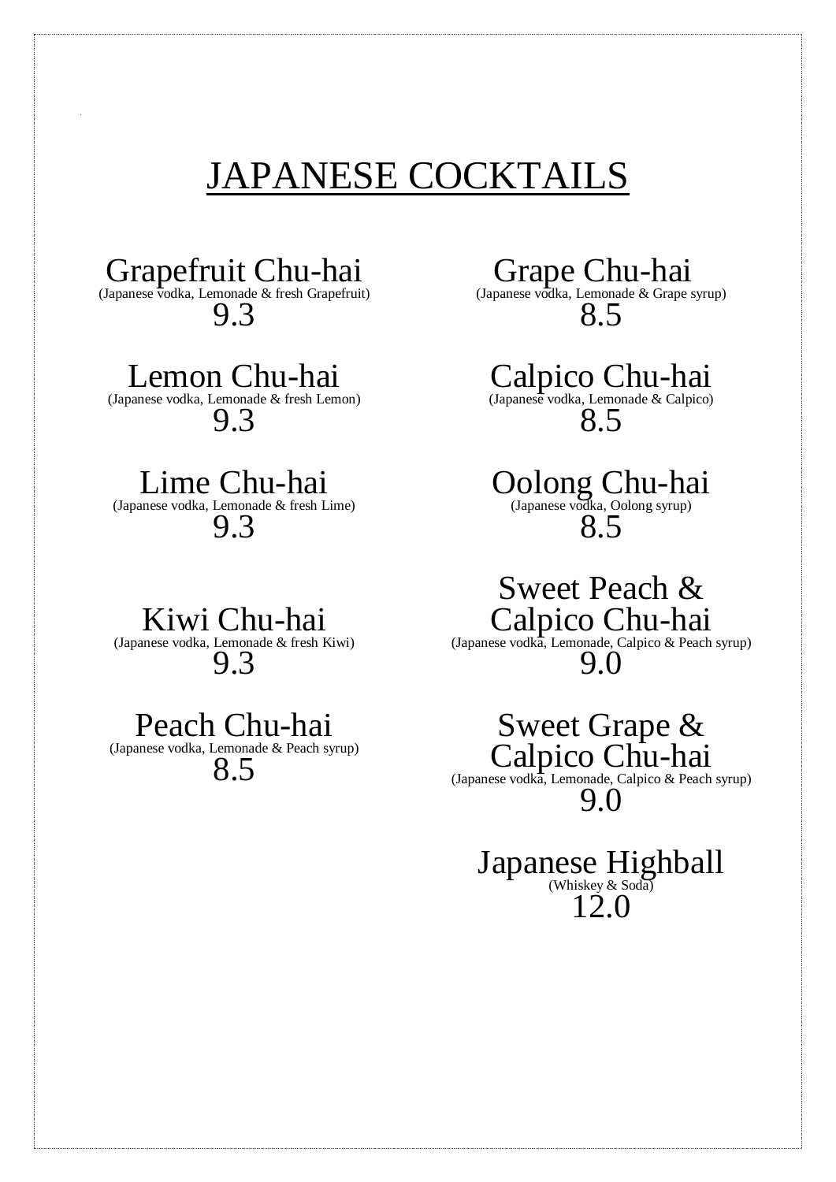# JAPANESE COCKTAILS

Grapefruit Chu-hai
(Japanese vodka, Lemonade & fresh Grapefruit)
9.3

Lemon Chu-hai
(Japanese vodka, Lemonade & fresh Lemon)
9.3

Lime Chu-hai
(Japanese vodka, Lemonade & fresh Lime)
9.3

Kiwi Chu-hai
(Japanese vodka, Lemonade & fresh Kiwi)
9.3

Peach Chu-hai
(Japanese vodka, Lemonade & Peach syrup)
8.5

Grape Chu-hai
(Japanese vodka, Lemonade & Grape syrup)
8.5

Calpico Chu-hai
(Japanese vodka, Lemonade & Calpico)
8.5

Oolong Chu-hai
(Japanese vodka, Oolong syrup)
8.5

Sweet Peach & Calpico Chu-hai
(Japanese vodka, Lemonade, Calpico & Peach syrup)
9.0

Sweet Grape & Calpico Chu-hai
(Japanese vodka, Lemonade, Calpico & Peach syrup)
9.0

Japanese Highball
(Whiskey & Soda)
12.0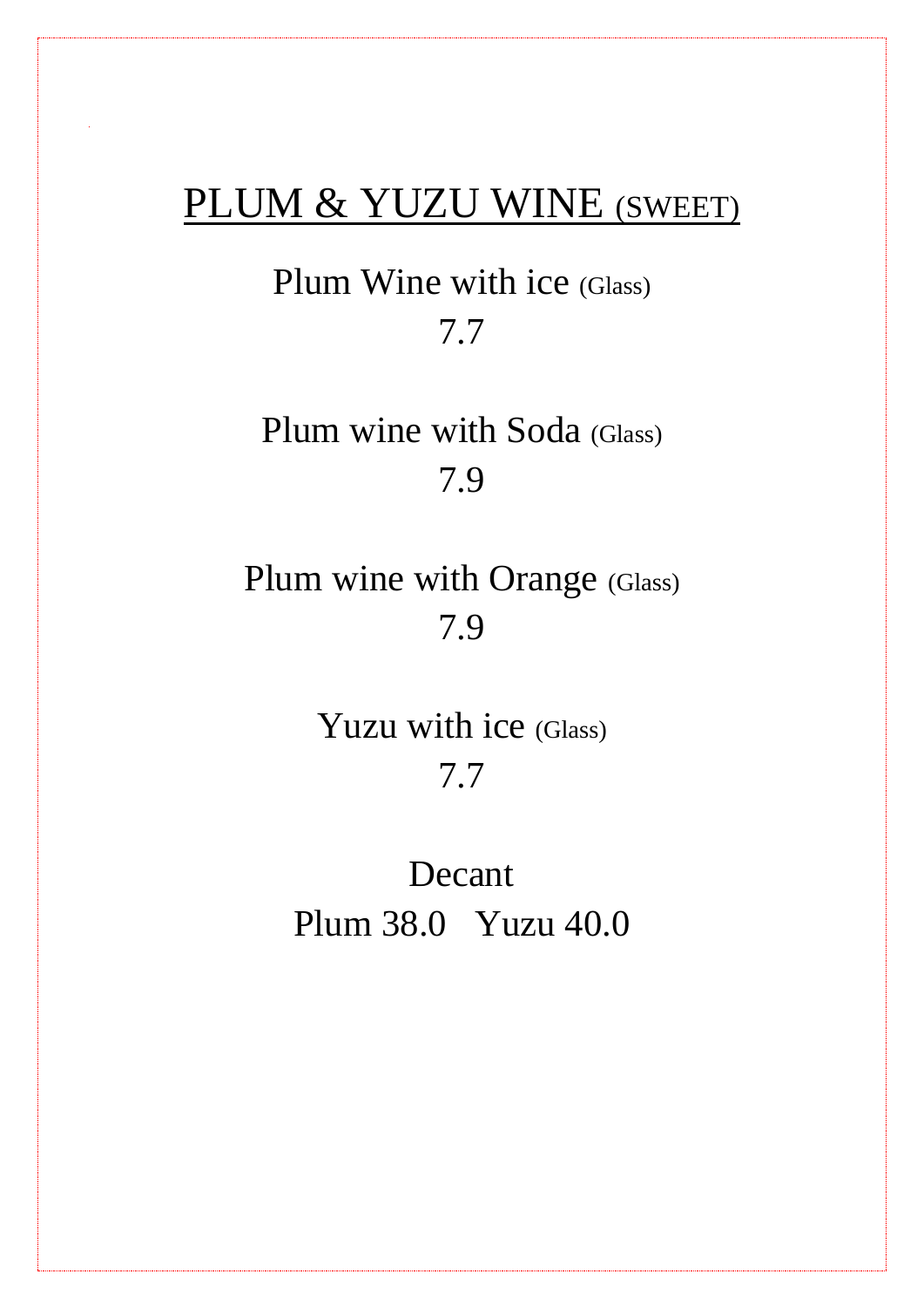# PLUM & YUZU WINE (SWEET)

Plum Wine with ice (Glass)
7.7

Plum wine with Soda (Glass)
7.9

Plum wine with Orange (Glass)
7.9

Yuzu with ice (Glass)
7.7

Decant
Plum 38.0   Yuzu 40.0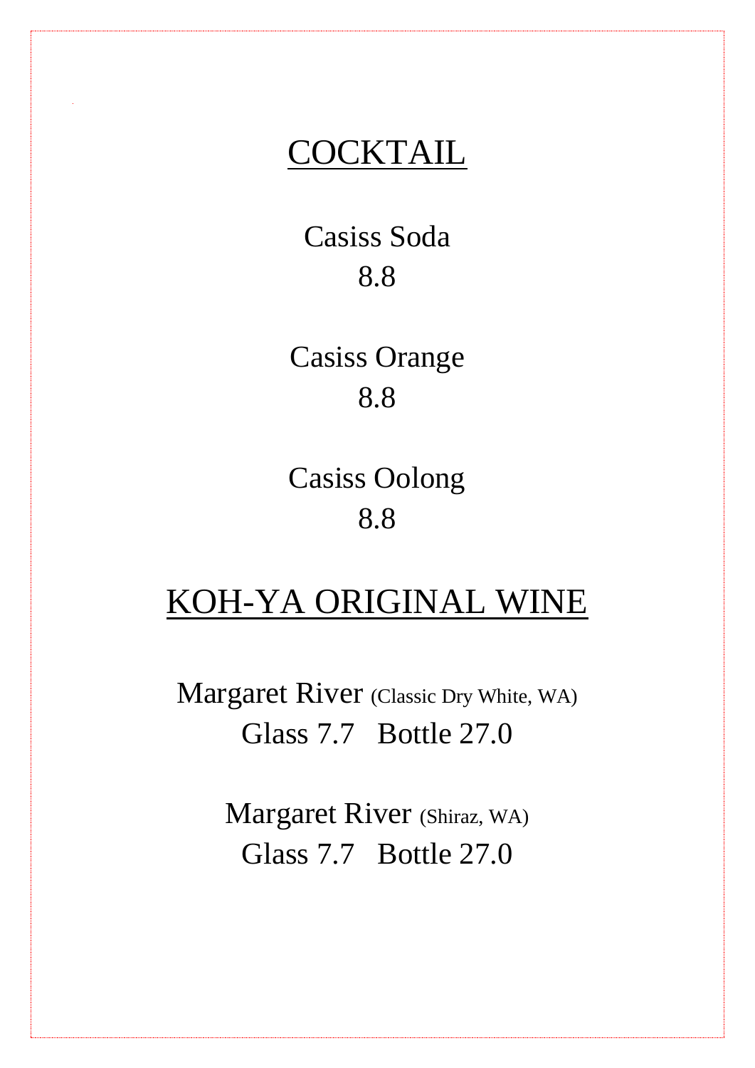## COCKTAIL

Casiss Soda
8.8

Casiss Orange
8.8

Casiss Oolong
8.8

## KOH-YA ORIGINAL WINE

Margaret River (Classic Dry White, WA)
Glass 7.7 Bottle 27.0

Margaret River (Shiraz, WA)
Glass 7.7 Bottle 27.0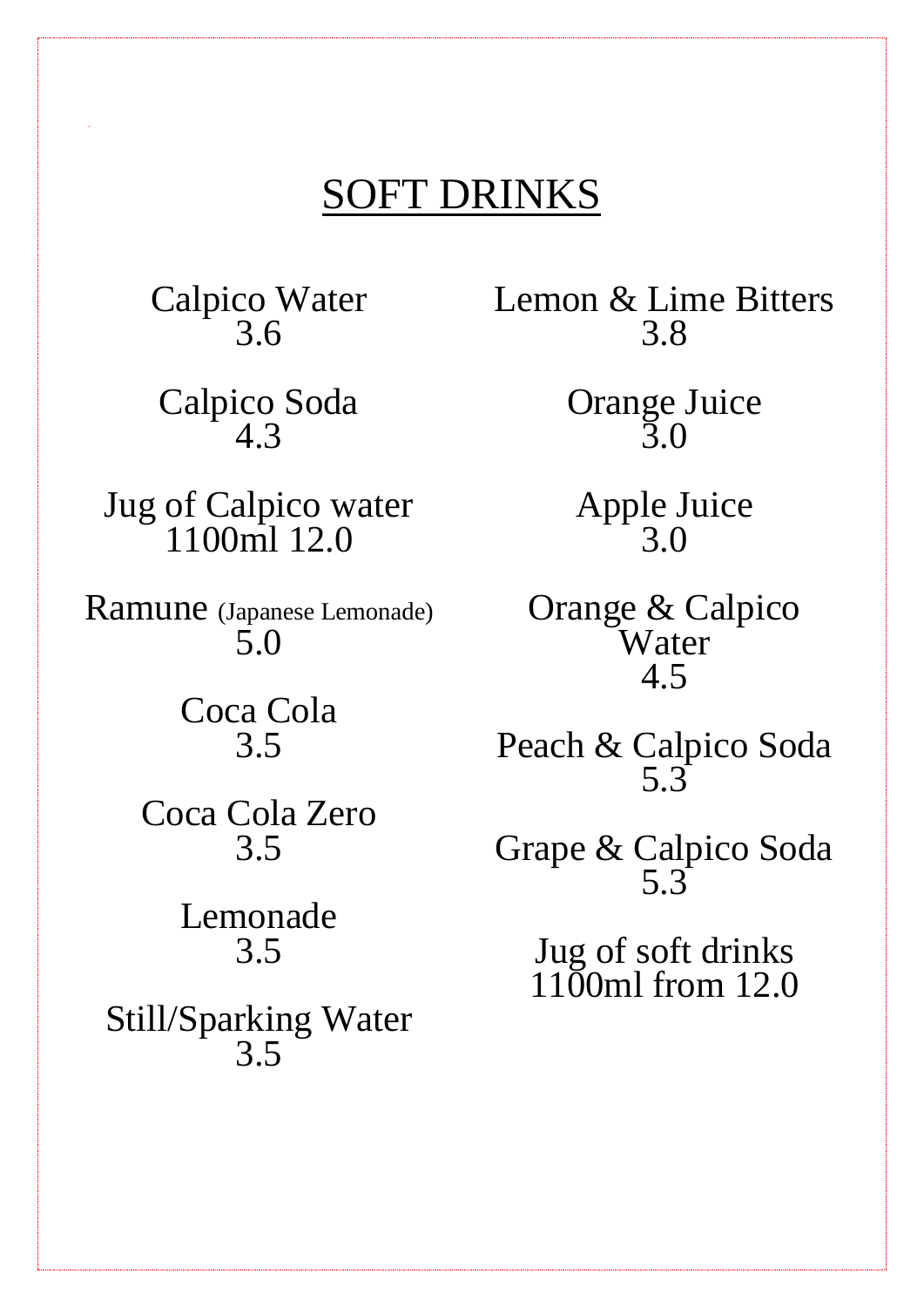# SOFT DRINKS

Calpico Water
3.6

Calpico Soda
4.3

Jug of Calpico water
1100ml 12.0

Ramune (Japanese Lemonade)
5.0

Coca Cola
3.5

Coca Cola Zero
3.5

Lemonade
3.5

Still/Sparking Water
3.5

Lemon & Lime Bitters
3.8

Orange Juice
3.0

Apple Juice
3.0

Orange & Calpico Water
4.5

Peach & Calpico Soda
5.3

Grape & Calpico Soda
5.3

Jug of soft drinks
1100ml from 12.0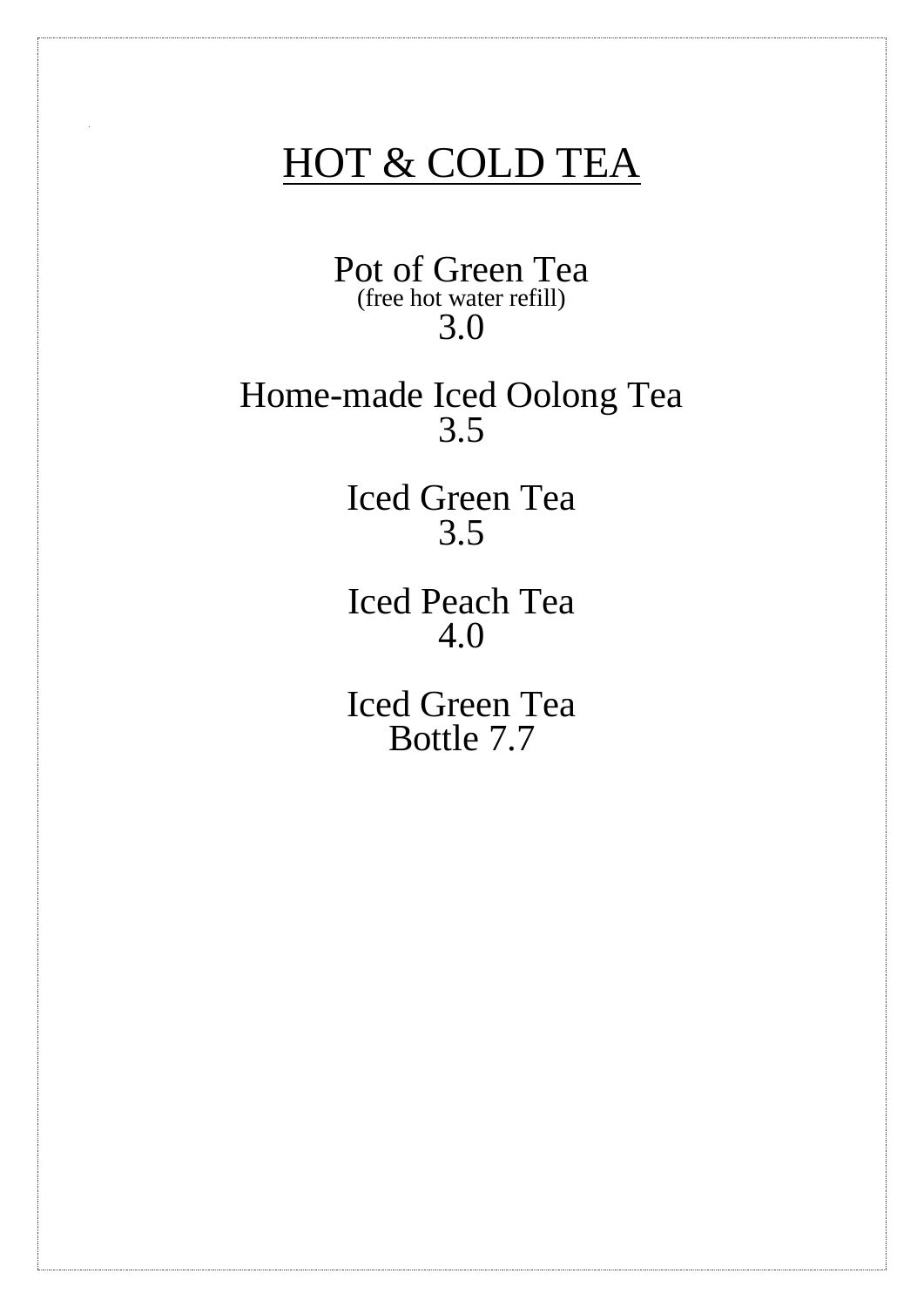# HOT & COLD TEA

Pot of Green Tea
(free hot water refill)
3.0

Home-made Iced Oolong Tea
3.5

Iced Green Tea
3.5

Iced Peach Tea
4.0

Iced Green Tea
Bottle 7.7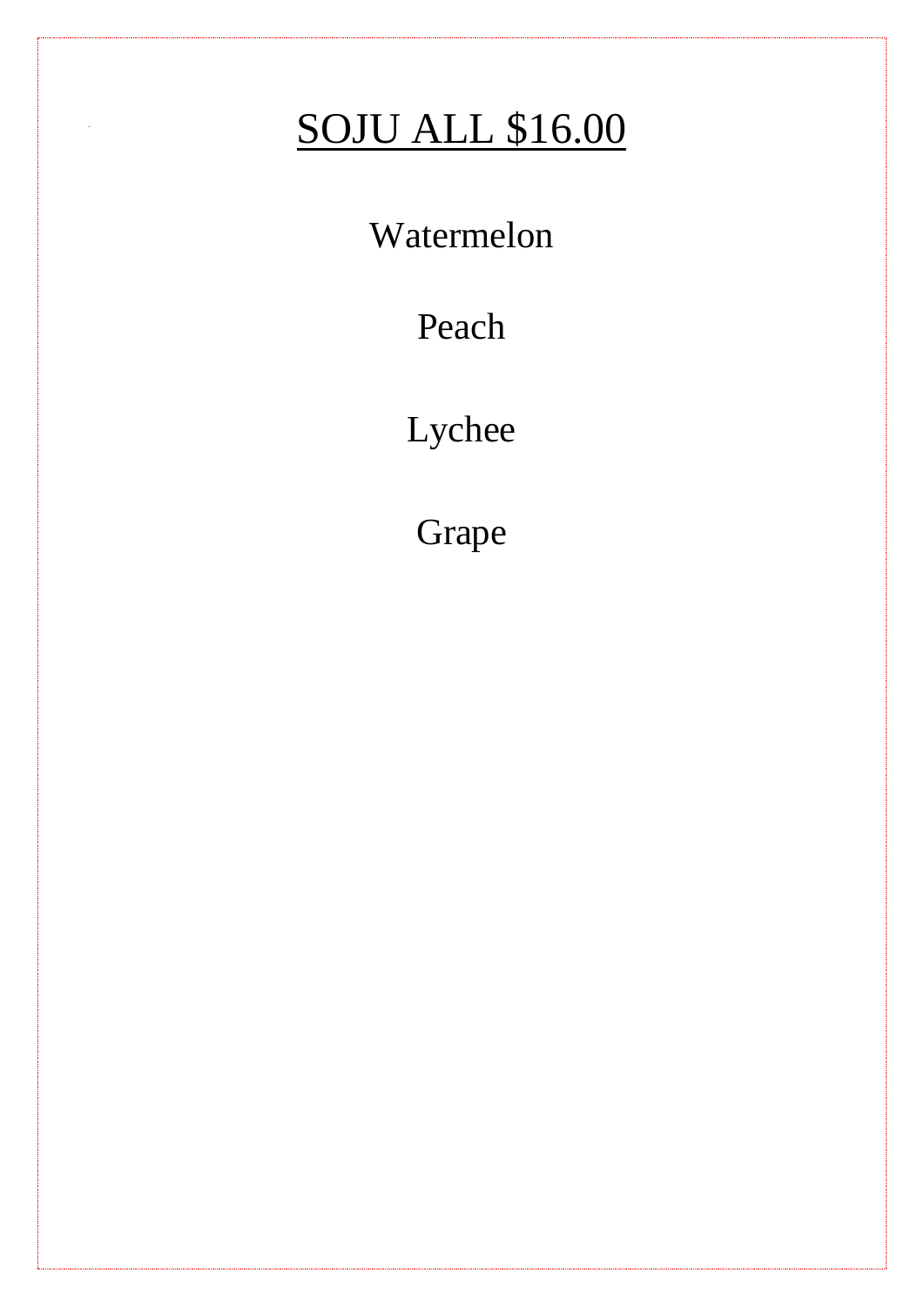## SOJU ALL $16.00

Watermelon

Peach

Lychee

Grape